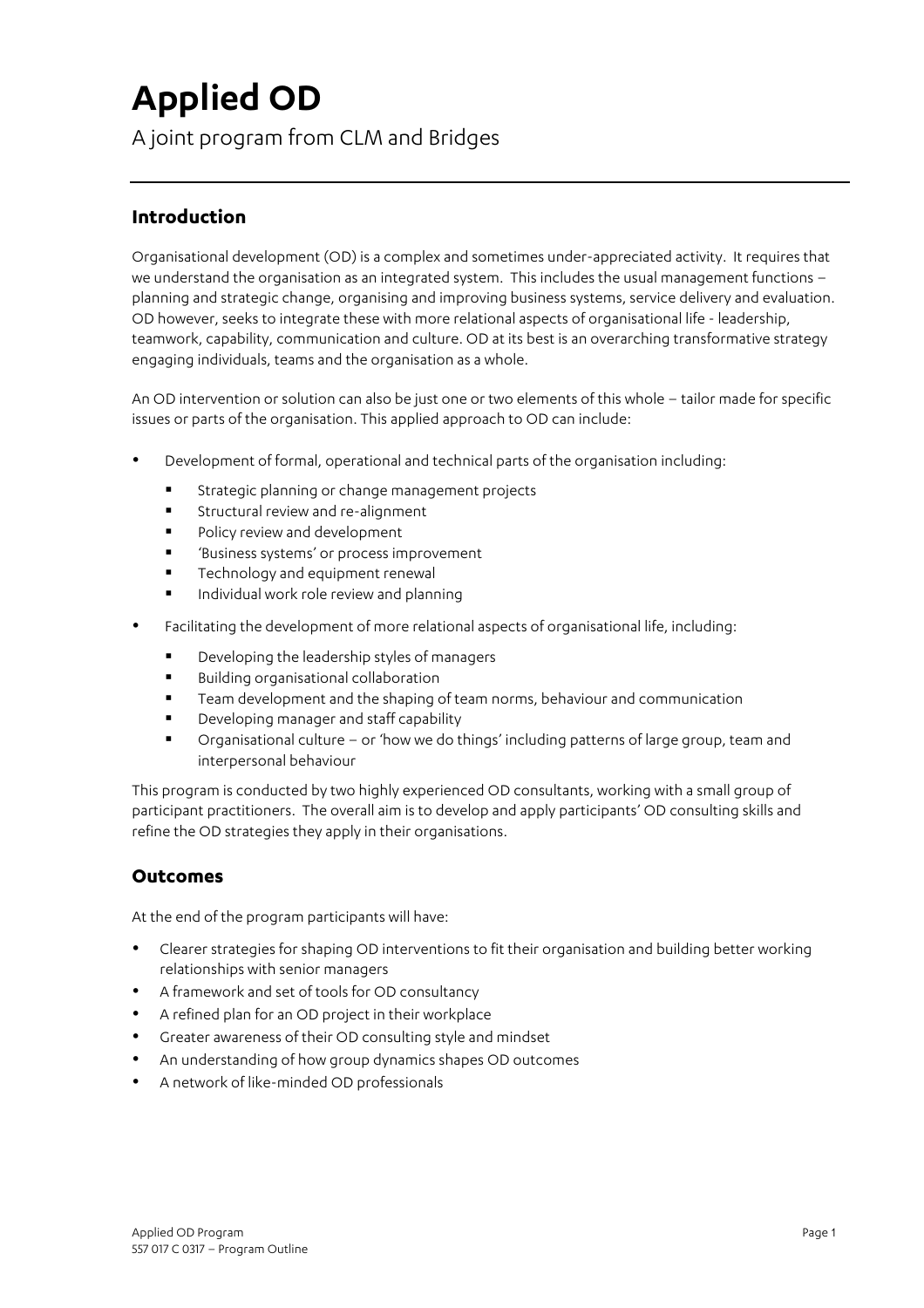# Applied OD

A joint program from CLM and Bridges

## Introduction

Organisational development (OD) is a complex and sometimes under-appreciated activity. It requires that we understand the organisation as an integrated system. This includes the usual management functions – planning and strategic change, organising and improving business systems, service delivery and evaluation. OD however, seeks to integrate these with more relational aspects of organisational life - leadership, teamwork, capability, communication and culture. OD at its best is an overarching transformative strategy engaging individuals, teams and the organisation as a whole.

An OD intervention or solution can also be just one or two elements of this whole – tailor made for specific issues or parts of the organisation. This applied approach to OD can include:

- Development of formal, operational and technical parts of the organisation including:
  - Strategic planning or change management projects
  - Structural review and re-alignment
  - Policy review and development
  - 'Business systems' or process improvement
  - Technology and equipment renewal
  - Individual work role review and planning
- Facilitating the development of more relational aspects of organisational life, including:
  - Developing the leadership styles of managers
  - Building organisational collaboration
  - Team development and the shaping of team norms, behaviour and communication
  - Developing manager and staff capability
  - Organisational culture – or 'how we do things' including patterns of large group, team and interpersonal behaviour

This program is conducted by two highly experienced OD consultants, working with a small group of participant practitioners. The overall aim is to develop and apply participants' OD consulting skills and refine the OD strategies they apply in their organisations.

## Outcomes

At the end of the program participants will have:

- Clearer strategies for shaping OD interventions to fit their organisation and building better working relationships with senior managers
- A framework and set of tools for OD consultancy
- A refined plan for an OD project in their workplace
- Greater awareness of their OD consulting style and mindset
- An understanding of how group dynamics shapes OD outcomes
- A network of like-minded OD professionals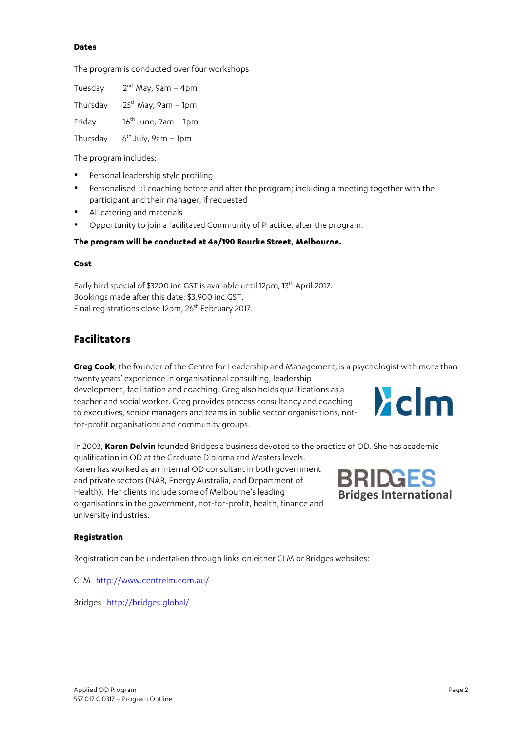**Dates**

The program is conducted over four workshops

| | |
|---|---|
| Tuesday | 2nd May, 9am – 4pm |
| Thursday | 25th May, 9am – 1pm |
| Friday | 16th June, 9am – 1pm |
| Thursday | 6th July, 9am – 1pm |

The program includes:

- Personal leadership style profiling
- Personalised 1:1 coaching before and after the program; including a meeting together with the participant and their manager, if requested
- All catering and materials
- Opportunity to join a facilitated Community of Practice, after the program.

**The program will be conducted at 4a/190 Bourke Street, Melbourne.**

**Cost**

Early bird special of $3200 inc GST is available until 12pm, 13th April 2017.
Bookings made after this date: $3,900 inc GST.
Final registrations close 12pm, 26th February 2017.

## Facilitators

**Greg Cook**, the founder of the Centre for Leadership and Management, is a psychologist with more than twenty years' experience in organisational consulting, leadership development, facilitation and coaching. Greg also holds qualifications as a teacher and social worker. Greg provides process consultancy and coaching to executives, senior managers and teams in public sector organisations, not-for-profit organisations and community groups.

In 2003, **Karen Delvin** founded Bridges a business devoted to the practice of OD. She has academic qualification in OD at the Graduate Diploma and Masters levels. Karen has worked as an internal OD consultant in both government and private sectors (NAB, Energy Australia, and Department of Health). Her clients include some of Melbourne's leading organisations in the government, not-for-profit, health, finance and university industries.

**Registration**

Registration can be undertaken through links on either CLM or Bridges websites:

CLM http://www.centrelm.com.au/

Bridges http://bridges.global/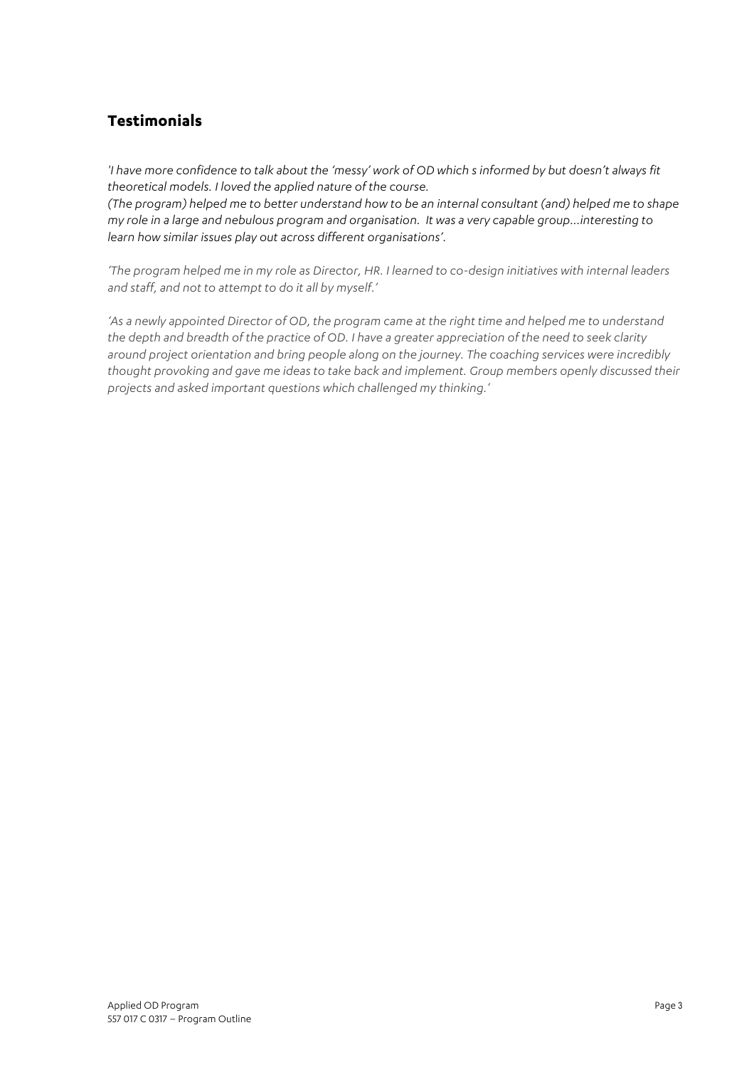## Testimonials

*'I have more confidence to talk about the 'messy' work of OD which s informed by but doesn't always fit theoretical models. I loved the applied nature of the course.*
*(The program) helped me to better understand how to be an internal consultant (and) helped me to shape my role in a large and nebulous program and organisation. It was a very capable group…interesting to learn how similar issues play out across different organisations'.*

*'The program helped me in my role as Director, HR. I learned to co-design initiatives with internal leaders and staff, and not to attempt to do it all by myself.'*

*'As a newly appointed Director of OD, the program came at the right time and helped me to understand the depth and breadth of the practice of OD. I have a greater appreciation of the need to seek clarity around project orientation and bring people along on the journey. The coaching services were incredibly thought provoking and gave me ideas to take back and implement. Group members openly discussed their projects and asked important questions which challenged my thinking.'*